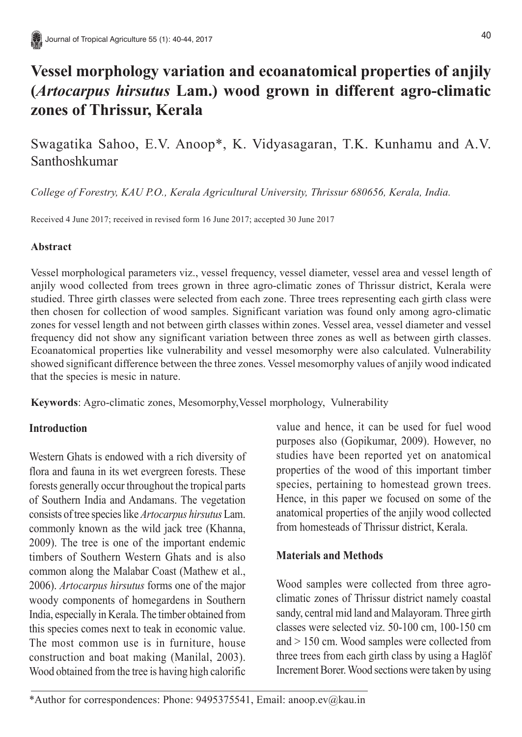# Vessel morphology variation and ecoanatomical properties of anjily (*Artocarpus hirsutus* Lam.) wood grown in different agro-climatic zones of Thrissur, Kerala

Swagatika Sahoo, E.V. Anoop*, K. Vidyasagaran, T.K. Kunhamu and A.V. Santhoshkumar

*College of Forestry, KAU P.O., Kerala Agricultural University, Thrissur 680656, Kerala, India.*

Received 4 June 2017; received in revised form 16 June 2017; accepted 30 June 2017

### Abstract

Vessel morphological parameters viz., vessel frequency, vessel diameter, vessel area and vessel length of anjily wood collected from trees grown in three agro-climatic zones of Thrissur district, Kerala were studied. Three girth classes were selected from each zone. Three trees representing each girth class were then chosen for collection of wood samples. Significant variation was found only among agro-climatic zones for vessel length and not between girth classes within zones. Vessel area, vessel diameter and vessel frequency did not show any significant variation between three zones as well as between girth classes. Ecoanatomical properties like vulnerability and vessel mesomorphy were also calculated. Vulnerability showed significant difference between the three zones. Vessel mesomorphy values of anjily wood indicated that the species is mesic in nature.

**Keywords**: Agro-climatic zones, Mesomorphy, Vessel morphology, Vulnerability

### Introduction

Western Ghats is endowed with a rich diversity of flora and fauna in its wet evergreen forests. These forests generally occur throughout the tropical parts of Southern India and Andamans. The vegetation consists of tree species like *Artocarpus hirsutus* Lam. commonly known as the wild jack tree (Khanna, 2009). The tree is one of the important endemic timbers of Southern Western Ghats and is also common along the Malabar Coast (Mathew et al., 2006). *Artocarpus hirsutus* forms one of the major woody components of homegardens in Southern India, especially in Kerala. The timber obtained from this species comes next to teak in economic value. The most common use is in furniture, house construction and boat making (Manilal, 2003). Wood obtained from the tree is having high calorific value and hence, it can be used for fuel wood purposes also (Gopikumar, 2009). However, no studies have been reported yet on anatomical properties of the wood of this important timber species, pertaining to homestead grown trees. Hence, in this paper we focused on some of the anatomical properties of the anjily wood collected from homesteads of Thrissur district, Kerala.

### Materials and Methods

Wood samples were collected from three agro-climatic zones of Thrissur district namely coastal sandy, central mid land and Malayoram. Three girth classes were selected viz. 50-100 cm, 100-150 cm and > 150 cm. Wood samples were collected from three trees from each girth class by using a Haglöf Increment Borer. Wood sections were taken by using

*Author for correspondences: Phone: 9495375541, Email: anoop.ev@kau.in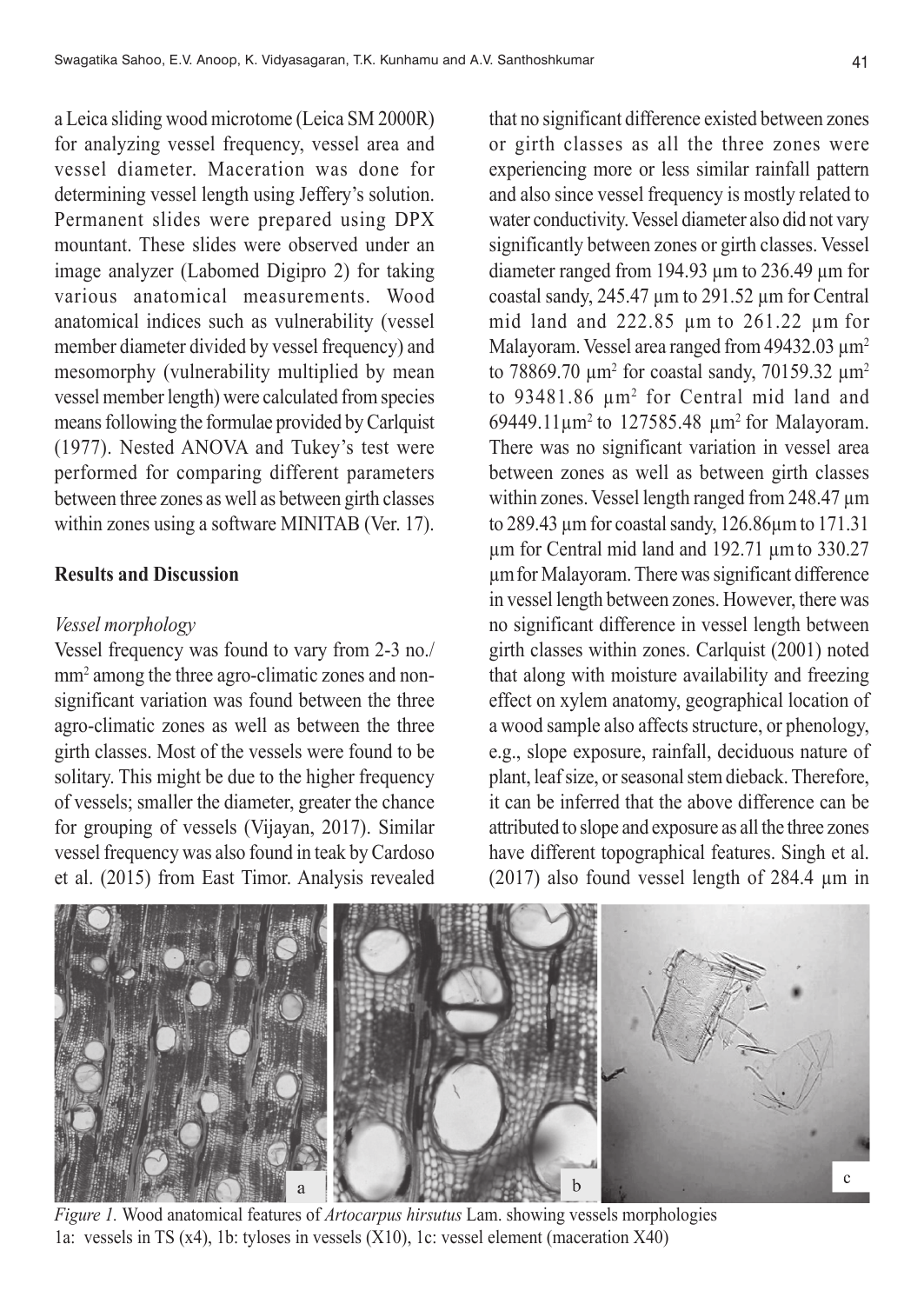a Leica sliding wood microtome (Leica SM 2000R) for analyzing vessel frequency, vessel area and vessel diameter. Maceration was done for determining vessel length using Jeffery's solution. Permanent slides were prepared using DPX mountant. These slides were observed under an image analyzer (Labomed Digipro 2) for taking various anatomical measurements. Wood anatomical indices such as vulnerability (vessel member diameter divided by vessel frequency) and mesomorphy (vulnerability multiplied by mean vessel member length) were calculated from species means following the formulae provided by Carlquist (1977). Nested ANOVA and Tukey's test were performed for comparing different parameters between three zones as well as between girth classes within zones using a software MINITAB (Ver. 17).

## Results and Discussion

### *Vessel morphology*

Vessel frequency was found to vary from 2-3 no./mm$^2$ among the three agro-climatic zones and non-significant variation was found between the three agro-climatic zones as well as between the three girth classes. Most of the vessels were found to be solitary. This might be due to the higher frequency of vessels; smaller the diameter, greater the chance for grouping of vessels (Vijayan, 2017). Similar vessel frequency was also found in teak by Cardoso et al. (2015) from East Timor. Analysis revealed that no significant difference existed between zones or girth classes as all the three zones were experiencing more or less similar rainfall pattern and also since vessel frequency is mostly related to water conductivity. Vessel diameter also did not vary significantly between zones or girth classes. Vessel diameter ranged from 194.93 µm to 236.49 µm for coastal sandy, 245.47 µm to 291.52 µm for Central mid land and 222.85 µm to 261.22 µm for Malayoram. Vessel area ranged from 49432.03 µm$^2$ to 78869.70 µm$^2$ for coastal sandy, 70159.32 µm$^2$ to 93481.86 µm$^2$ for Central mid land and 69449.11µm$^2$ to 127585.48 µm$^2$ for Malayoram. There was no significant variation in vessel area between zones as well as between girth classes within zones. Vessel length ranged from 248.47 µm to 289.43 µm for coastal sandy, 126.86µm to 171.31 µm for Central mid land and 192.71 µm to 330.27 µm for Malayoram. There was significant difference in vessel length between zones. However, there was no significant difference in vessel length between girth classes within zones. Carlquist (2001) noted that along with moisture availability and freezing effect on xylem anatomy, geographical location of a wood sample also affects structure, or phenology, e.g., slope exposure, rainfall, deciduous nature of plant, leaf size, or seasonal stem dieback. Therefore, it can be inferred that the above difference can be attributed to slope and exposure as all the three zones have different topographical features. Singh et al. (2017) also found vessel length of 284.4 µm in

*Figure 1.* Wood anatomical features of *Artocarpus hirsutus* Lam. showing vessels morphologies
1a: vessels in TS (x4), 1b: tyloses in vessels (X10), 1c: vessel element (maceration X40)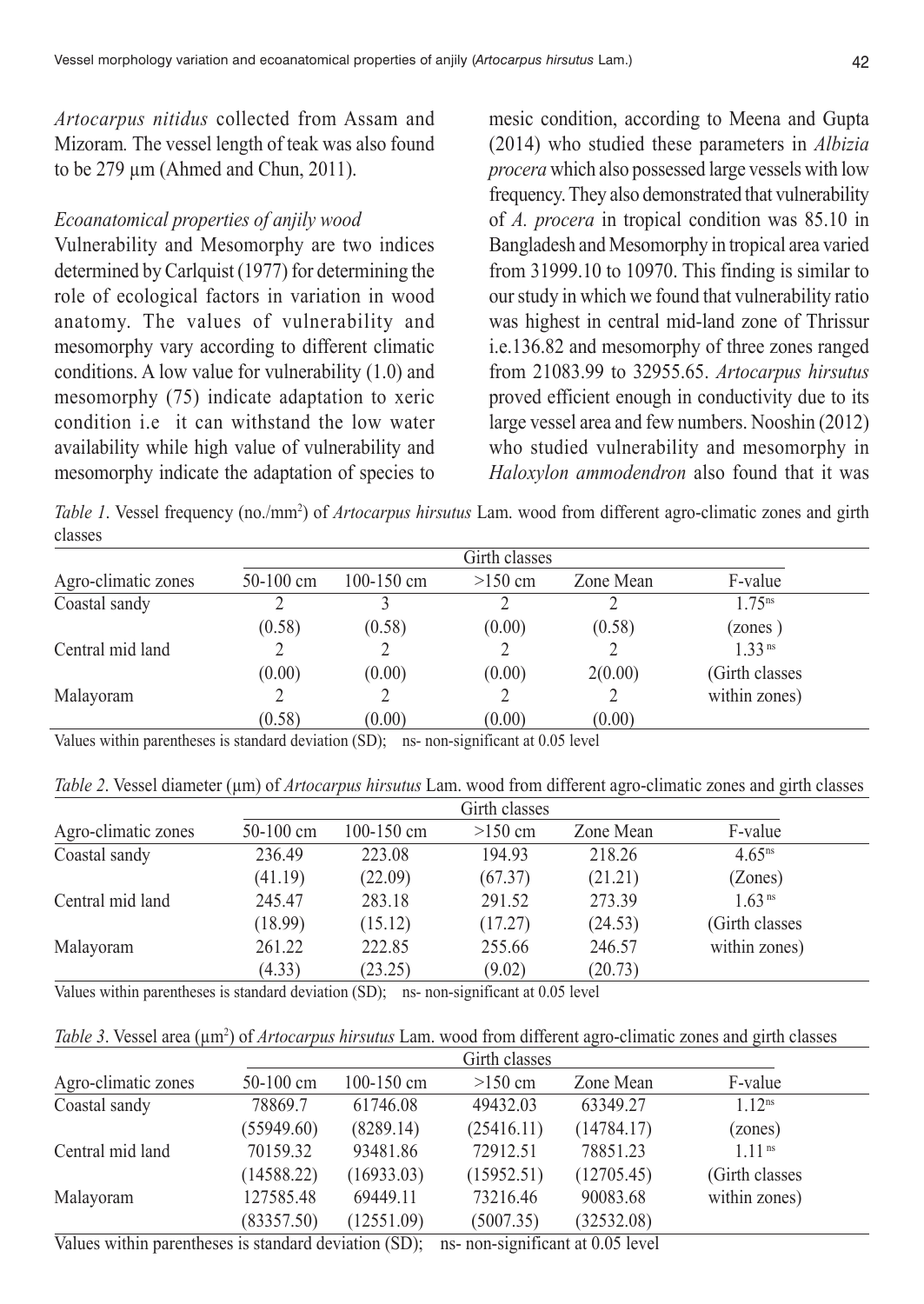*Artocarpus nitidus* collected from Assam and Mizoram. The vessel length of teak was also found to be 279 µm (Ahmed and Chun, 2011).

### *Ecoanatomical properties of anjily wood*

Vulnerability and Mesomorphy are two indices determined by Carlquist (1977) for determining the role of ecological factors in variation in wood anatomy. The values of vulnerability and mesomorphy vary according to different climatic conditions. A low value for vulnerability (1.0) and mesomorphy (75) indicate adaptation to xeric condition i.e it can withstand the low water availability while high value of vulnerability and mesomorphy indicate the adaptation of species to mesic condition, according to Meena and Gupta (2014) who studied these parameters in *Albizia procera* which also possessed large vessels with low frequency. They also demonstrated that vulnerability of *A. procera* in tropical condition was 85.10 in Bangladesh and Mesomorphy in tropical area varied from 31999.10 to 10970. This finding is similar to our study in which we found that vulnerability ratio was highest in central mid-land zone of Thrissur i.e.136.82 and mesomorphy of three zones ranged from 21083.99 to 32955.65. *Artocarpus hirsutus* proved efficient enough in conductivity due to its large vessel area and few numbers. Nooshin (2012) who studied vulnerability and mesomorphy in *Haloxylon ammodendron* also found that it was

*Table 1*. Vessel frequency (no./mm$^2$) of *Artocarpus hirsutus* Lam. wood from different agro-climatic zones and girth classes

| Agro-climatic zones | Girth classes | | | | |
|---|---|---|---|---|---|
| | 50-100 cm | 100-150 cm | >150 cm | Zone Mean | F-value |
| Coastal sandy | 2 | 3 | 2 | 2 | 1.75$^{ns}$ |
| | (0.58) | (0.58) | (0.00) | (0.58) | (zones ) |
| Central mid land | 2 | 2 | 2 | 2 | 1.33$^{ns}$ |
| | (0.00) | (0.00) | (0.00) | 2(0.00) | (Girth classes |
| Malayoram | 2 | 2 | 2 | 2 | within zones) |
| | (0.58) | (0.00) | (0.00) | (0.00) | |

Values within parentheses is standard deviation (SD); ns- non-significant at 0.05 level

*Table 2*. Vessel diameter (µm) of *Artocarpus hirsutus* Lam. wood from different agro-climatic zones and girth classes

| Agro-climatic zones | Girth classes | | | | |
|---|---|---|---|---|---|
| | 50-100 cm | 100-150 cm | >150 cm | Zone Mean | F-value |
| Coastal sandy | 236.49 | 223.08 | 194.93 | 218.26 | 4.65$^{ns}$ |
| | (41.19) | (22.09) | (67.37) | (21.21) | (Zones) |
| Central mid land | 245.47 | 283.18 | 291.52 | 273.39 | 1.63$^{ns}$ |
| | (18.99) | (15.12) | (17.27) | (24.53) | (Girth classes |
| Malayoram | 261.22 | 222.85 | 255.66 | 246.57 | within zones) |
| | (4.33) | (23.25) | (9.02) | (20.73) | |

Values within parentheses is standard deviation (SD); ns- non-significant at 0.05 level

*Table 3*. Vessel area (µm$^2$) of *Artocarpus hirsutus* Lam. wood from different agro-climatic zones and girth classes

| Agro-climatic zones | Girth classes | | | | |
|---|---|---|---|---|---|
| | 50-100 cm | 100-150 cm | >150 cm | Zone Mean | F-value |
| Coastal sandy | 78869.7 | 61746.08 | 49432.03 | 63349.27 | 1.12$^{ns}$ |
| | (55949.60) | (8289.14) | (25416.11) | (14784.17) | (zones) |
| Central mid land | 70159.32 | 93481.86 | 72912.51 | 78851.23 | 1.11$^{ns}$ |
| | (14588.22) | (16933.03) | (15952.51) | (12705.45) | (Girth classes |
| Malayoram | 127585.48 | 69449.11 | 73216.46 | 90083.68 | within zones) |
| | (83357.50) | (12551.09) | (5007.35) | (32532.08) | |

Values within parentheses is standard deviation (SD); ns- non-significant at 0.05 level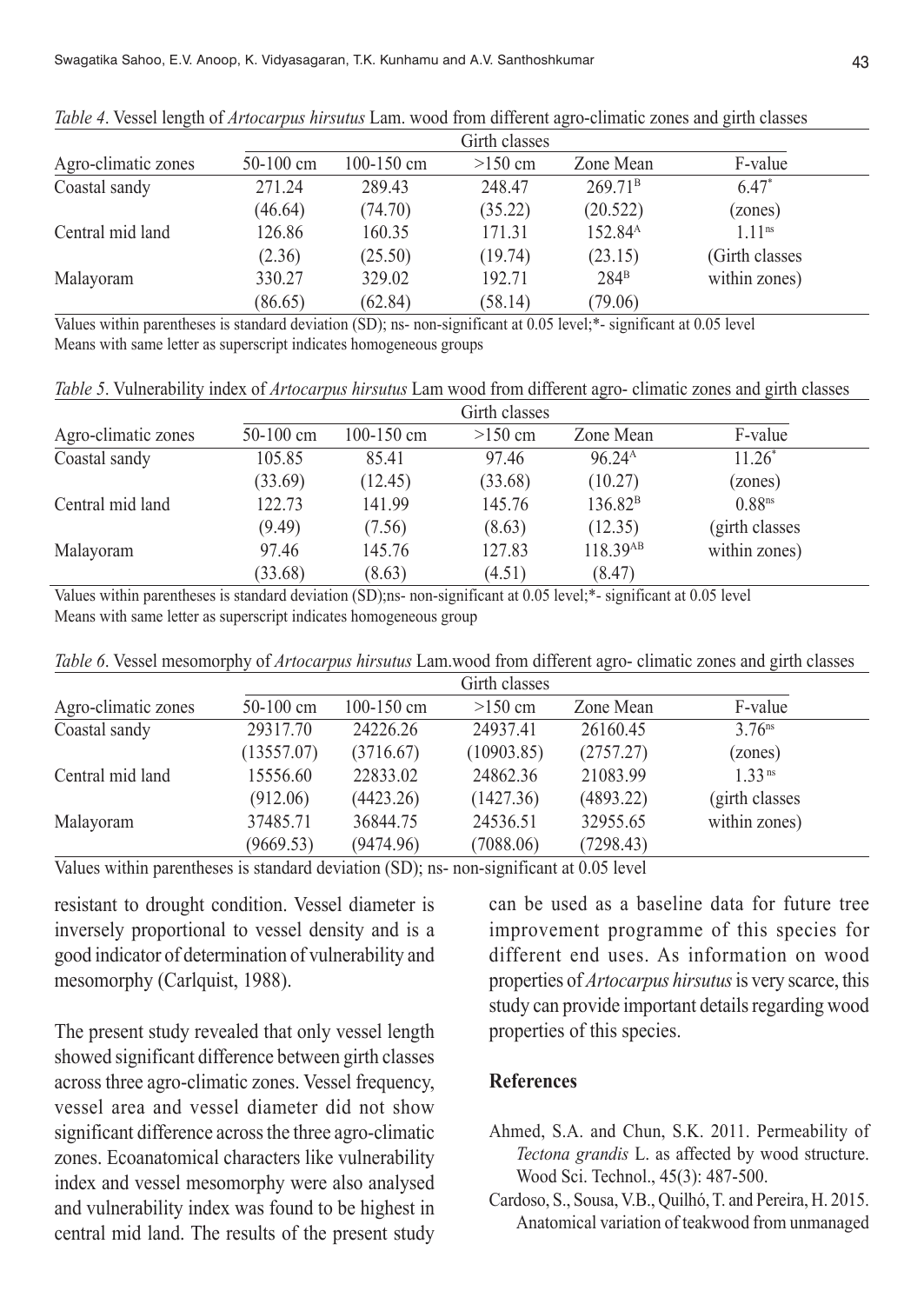*Table 4*. Vessel length of *Artocarpus hirsutus* Lam. wood from different agro-climatic zones and girth classes

| Agro-climatic zones | Girth classes | | | | |
|---|---|---|---|---|---|
| | 50-100 cm | 100-150 cm | >150 cm | Zone Mean | F-value |
| Coastal sandy | 271.24 | 289.43 | 248.47 | 269.71[B] | 6.47[*] |
| | (46.64) | (74.70) | (35.22) | (20.522) | (zones) |
| Central mid land | 126.86 | 160.35 | 171.31 | 152.84[A] | 1.11[ns] |
| | (2.36) | (25.50) | (19.74) | (23.15) | (Girth classes |
| Malayoram | 330.27 | 329.02 | 192.71 | 284[B] | within zones) |
| | (86.65) | (62.84) | (58.14) | (79.06) | |

Values within parentheses is standard deviation (SD); ns- non-significant at 0.05 level;*- significant at 0.05 level
Means with same letter as superscript indicates homogeneous groups

*Table 5*. Vulnerability index of *Artocarpus hirsutus* Lam wood from different agro- climatic zones and girth classes

| Agro-climatic zones | Girth classes | | | | |
|---|---|---|---|---|---|
| | 50-100 cm | 100-150 cm | >150 cm | Zone Mean | F-value |
| Coastal sandy | 105.85 | 85.41 | 97.46 | 96.24[A] | 11.26[*] |
| | (33.69) | (12.45) | (33.68) | (10.27) | (zones) |
| Central mid land | 122.73 | 141.99 | 145.76 | 136.82[B] | 0.88[ns] |
| | (9.49) | (7.56) | (8.63) | (12.35) | (girth classes |
| Malayoram | 97.46 | 145.76 | 127.83 | 118.39[AB] | within zones) |
| | (33.68) | (8.63) | (4.51) | (8.47) | |

Values within parentheses is standard deviation (SD);ns- non-significant at 0.05 level;*- significant at 0.05 level
Means with same letter as superscript indicates homogeneous group

*Table 6*. Vessel mesomorphy of *Artocarpus hirsutus* Lam.wood from different agro- climatic zones and girth classes

| Agro-climatic zones | Girth classes | | | | |
|---|---|---|---|---|---|
| | 50-100 cm | 100-150 cm | >150 cm | Zone Mean | F-value |
| Coastal sandy | 29317.70 | 24226.26 | 24937.41 | 26160.45 | 3.76[ns] |
| | (13557.07) | (3716.67) | (10903.85) | (2757.27) | (zones) |
| Central mid land | 15556.60 | 22833.02 | 24862.36 | 21083.99 | 1.33[ns] |
| | (912.06) | (4423.26) | (1427.36) | (4893.22) | (girth classes |
| Malayoram | 37485.71 | 36844.75 | 24536.51 | 32955.65 | within zones) |
| | (9669.53) | (9474.96) | (7088.06) | (7298.43) | |

Values within parentheses is standard deviation (SD); ns- non-significant at 0.05 level

resistant to drought condition. Vessel diameter is inversely proportional to vessel density and is a good indicator of determination of vulnerability and mesomorphy (Carlquist, 1988).

The present study revealed that only vessel length showed significant difference between girth classes across three agro-climatic zones. Vessel frequency, vessel area and vessel diameter did not show significant difference across the three agro-climatic zones. Ecoanatomical characters like vulnerability index and vessel mesomorphy were also analysed and vulnerability index was found to be highest in central mid land. The results of the present study can be used as a baseline data for future tree improvement programme of this species for different end uses. As information on wood properties of *Artocarpus hirsutus* is very scarce, this study can provide important details regarding wood properties of this species.

## References

Ahmed, S.A. and Chun, S.K. 2011. Permeability of *Tectona grandis* L. as affected by wood structure. Wood Sci. Technol., 45(3): 487-500.

Cardoso, S., Sousa, V.B., Quilhó, T. and Pereira, H. 2015. Anatomical variation of teakwood from unmanaged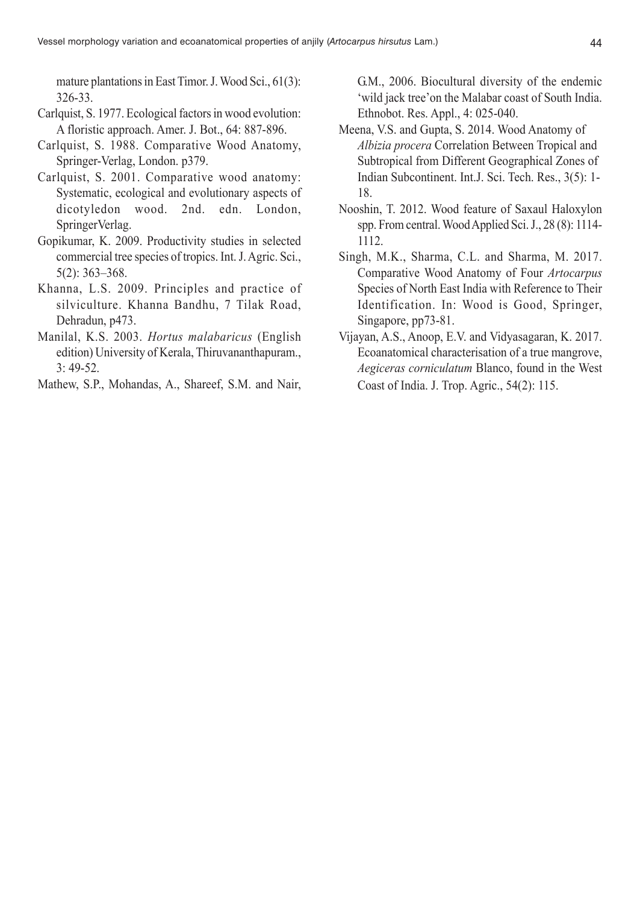mature plantations in East Timor. J. Wood Sci., 61(3): 326-33.

Carlquist, S. 1977. Ecological factors in wood evolution: A floristic approach. Amer. J. Bot., 64: 887-896.

Carlquist, S. 1988. Comparative Wood Anatomy, Springer-Verlag, London. p379.

Carlquist, S. 2001. Comparative wood anatomy: Systematic, ecological and evolutionary aspects of dicotyledon wood. 2nd. edn. London, SpringerVerlag.

Gopikumar, K. 2009. Productivity studies in selected commercial tree species of tropics. Int. J. Agric. Sci., 5(2): 363–368.

Khanna, L.S. 2009. Principles and practice of silviculture. Khanna Bandhu, 7 Tilak Road, Dehradun, p473.

Manilal, K.S. 2003. *Hortus malabaricus* (English edition) University of Kerala, Thiruvananthapuram., 3: 49-52.

Mathew, S.P., Mohandas, A., Shareef, S.M. and Nair, G.M., 2006. Biocultural diversity of the endemic 'wild jack tree'on the Malabar coast of South India. Ethnobot. Res. Appl., 4: 025-040.

Meena, V.S. and Gupta, S. 2014. Wood Anatomy of *Albizia procera* Correlation Between Tropical and Subtropical from Different Geographical Zones of Indian Subcontinent. Int.J. Sci. Tech. Res., 3(5): 1-18.

Nooshin, T. 2012. Wood feature of Saxaul Haloxylon spp. From central. Wood Applied Sci. J., 28 (8): 1114-1112.

Singh, M.K., Sharma, C.L. and Sharma, M. 2017. Comparative Wood Anatomy of Four *Artocarpus* Species of North East India with Reference to Their Identification. In: Wood is Good, Springer, Singapore, pp73-81.

Vijayan, A.S., Anoop, E.V. and Vidyasagaran, K. 2017. Ecoanatomical characterisation of a true mangrove, *Aegiceras corniculatum* Blanco, found in the West Coast of India. J. Trop. Agric., 54(2): 115.